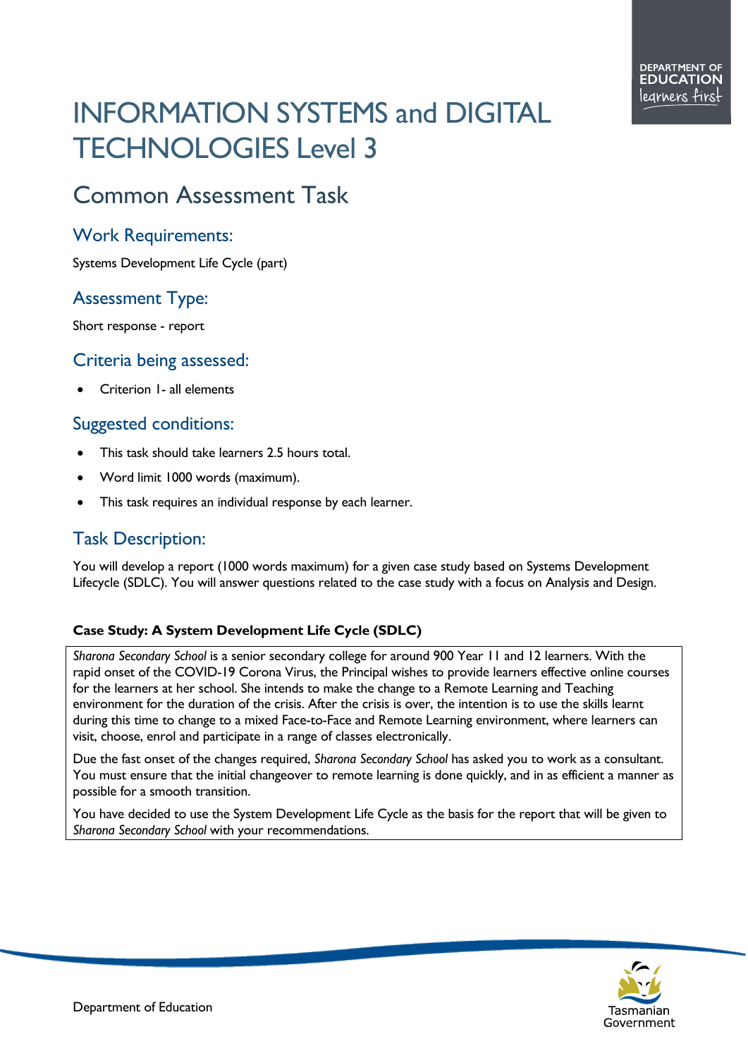# INFORMATION SYSTEMS and DIGITAL TECHNOLOGIES Level 3

## Common Assessment Task

### Work Requirements:

Systems Development Life Cycle (part)

### Assessment Type:

Short response - report

### Criteria being assessed:

- Criterion 1- all elements

### Suggested conditions:

- This task should take learners 2.5 hours total.
- Word limit 1000 words (maximum).
- This task requires an individual response by each learner.

### Task Description:

You will develop a report (1000 words maximum) for a given case study based on Systems Development Lifecycle (SDLC). You will answer questions related to the case study with a focus on Analysis and Design.

**Case Study: A System Development Life Cycle (SDLC)**

*Sharona Secondary School* is a senior secondary college for around 900 Year 11 and 12 learners. With the rapid onset of the COVID-19 Corona Virus, the Principal wishes to provide learners effective online courses for the learners at her school. She intends to make the change to a Remote Learning and Teaching environment for the duration of the crisis. After the crisis is over, the intention is to use the skills learnt during this time to change to a mixed Face-to-Face and Remote Learning environment, where learners can visit, choose, enrol and participate in a range of classes electronically.

Due the fast onset of the changes required, *Sharona Secondary School* has asked you to work as a consultant. You must ensure that the initial changeover to remote learning is done quickly, and in as efficient a manner as possible for a smooth transition.

You have decided to use the System Development Life Cycle as the basis for the report that will be given to *Sharona Secondary School* with your recommendations.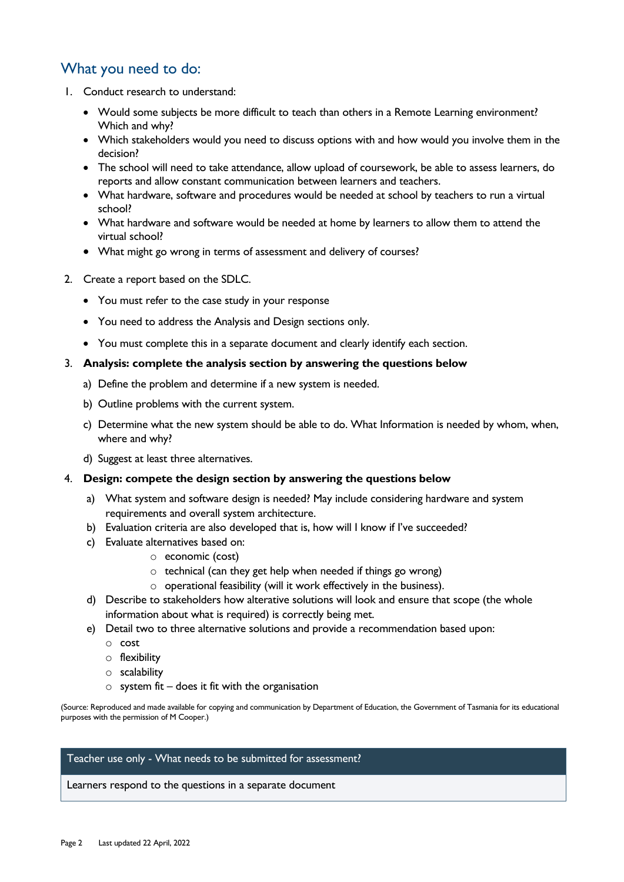## What you need to do:

1. Conduct research to understand:
   - Would some subjects be more difficult to teach than others in a Remote Learning environment? Which and why?
   - Which stakeholders would you need to discuss options with and how would you involve them in the decision?
   - The school will need to take attendance, allow upload of coursework, be able to assess learners, do reports and allow constant communication between learners and teachers.
   - What hardware, software and procedures would be needed at school by teachers to run a virtual school?
   - What hardware and software would be needed at home by learners to allow them to attend the virtual school?
   - What might go wrong in terms of assessment and delivery of courses?

2. Create a report based on the SDLC.
   - You must refer to the case study in your response
   - You need to address the Analysis and Design sections only.
   - You must complete this in a separate document and clearly identify each section.

3. **Analysis: complete the analysis section by answering the questions below**
   a) Define the problem and determine if a new system is needed.
   b) Outline problems with the current system.
   c) Determine what the new system should be able to do. What Information is needed by whom, when, where and why?
   d) Suggest at least three alternatives.

4. **Design: compete the design section by answering the questions below**
   a) What system and software design is needed? May include considering hardware and system requirements and overall system architecture.
   b) Evaluation criteria are also developed that is, how will I know if I've succeeded?
   c) Evaluate alternatives based on:
      - economic (cost)
      - technical (can they get help when needed if things go wrong)
      - operational feasibility (will it work effectively in the business).
   d) Describe to stakeholders how alterative solutions will look and ensure that scope (the whole information about what is required) is correctly being met.
   e) Detail two to three alternative solutions and provide a recommendation based upon:
      - cost
      - flexibility
      - scalability
      - system fit – does it fit with the organisation

(Source: Reproduced and made available for copying and communication by Department of Education, the Government of Tasmania for its educational purposes with the permission of M Cooper.)

| Teacher use only - What needs to be submitted for assessment? |
| --- |
| Learners respond to the questions in a separate document |